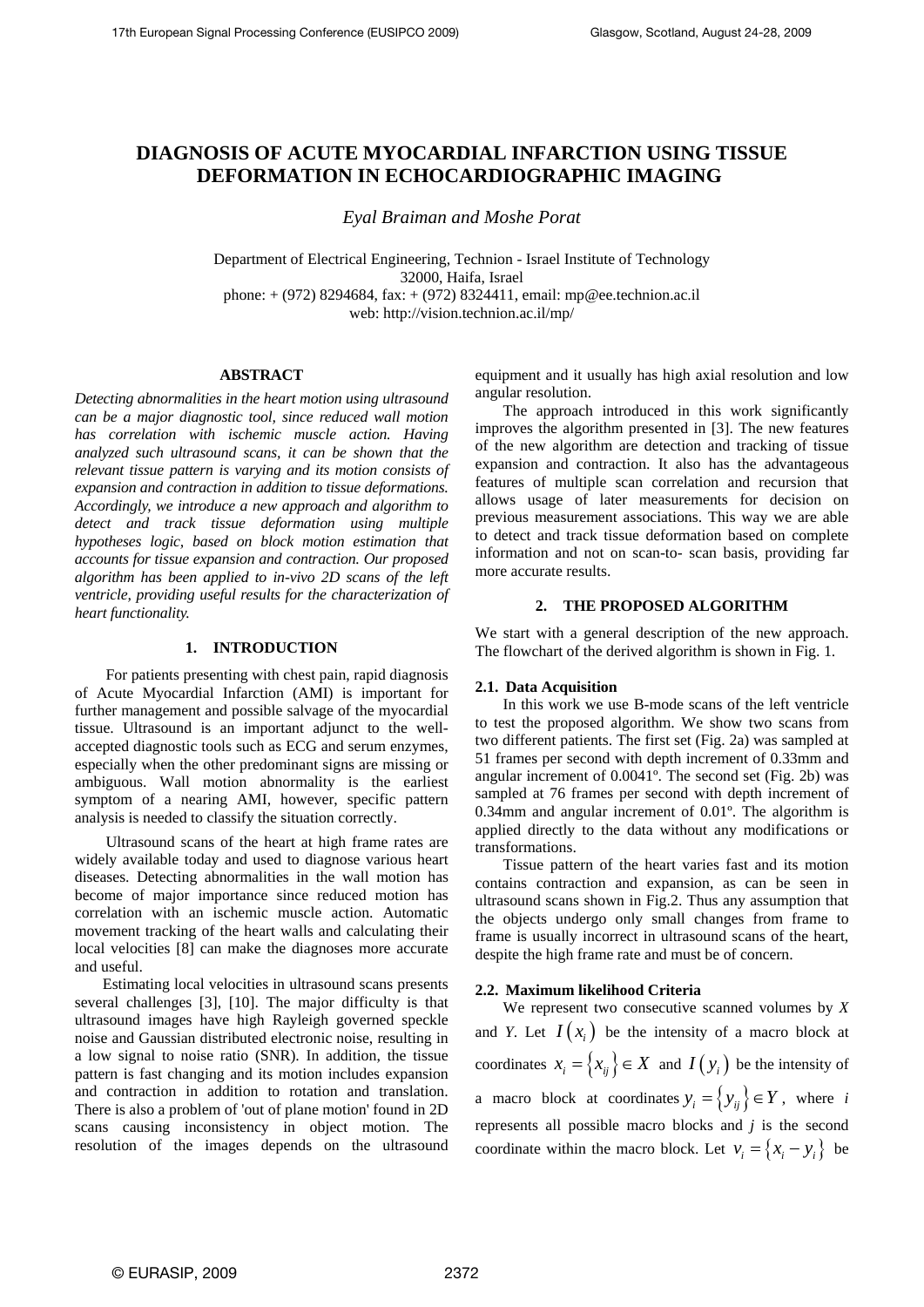# DIAGNOSIS OF ACUTE MYOCARDIAL INFARCTION USING TISSUE DEFORMATION IN ECHOCARDIOGRAPHIC IMAGING

*Eyal Braiman and Moshe Porat*

Department of Electrical Engineering, Technion - Israel Institute of Technology
32000, Haifa, Israel
phone: + (972) 8294684, fax: + (972) 8324411, email: mp@ee.technion.ac.il
web: http://vision.technion.ac.il/mp/

## ABSTRACT

*Detecting abnormalities in the heart motion using ultrasound can be a major diagnostic tool, since reduced wall motion has correlation with ischemic muscle action. Having analyzed such ultrasound scans, it can be shown that the relevant tissue pattern is varying and its motion consists of expansion and contraction in addition to tissue deformations. Accordingly, we introduce a new approach and algorithm to detect and track tissue deformation using multiple hypotheses logic, based on block motion estimation that accounts for tissue expansion and contraction. Our proposed algorithm has been applied to in-vivo 2D scans of the left ventricle, providing useful results for the characterization of heart functionality.*

## 1. INTRODUCTION

For patients presenting with chest pain, rapid diagnosis of Acute Myocardial Infarction (AMI) is important for further management and possible salvage of the myocardial tissue. Ultrasound is an important adjunct to the well-accepted diagnostic tools such as ECG and serum enzymes, especially when the other predominant signs are missing or ambiguous. Wall motion abnormality is the earliest symptom of a nearing AMI, however, specific pattern analysis is needed to classify the situation correctly.

Ultrasound scans of the heart at high frame rates are widely available today and used to diagnose various heart diseases. Detecting abnormalities in the wall motion has become of major importance since reduced motion has correlation with an ischemic muscle action. Automatic movement tracking of the heart walls and calculating their local velocities [8] can make the diagnoses more accurate and useful.

Estimating local velocities in ultrasound scans presents several challenges [3], [10]. The major difficulty is that ultrasound images have high Rayleigh governed speckle noise and Gaussian distributed electronic noise, resulting in a low signal to noise ratio (SNR). In addition, the tissue pattern is fast changing and its motion includes expansion and contraction in addition to rotation and translation. There is also a problem of 'out of plane motion' found in 2D scans causing inconsistency in object motion. The resolution of the images depends on the ultrasound equipment and it usually has high axial resolution and low angular resolution.

The approach introduced in this work significantly improves the algorithm presented in [3]. The new features of the new algorithm are detection and tracking of tissue expansion and contraction. It also has the advantageous features of multiple scan correlation and recursion that allows usage of later measurements for decision on previous measurement associations. This way we are able to detect and track tissue deformation based on complete information and not on scan-to- scan basis, providing far more accurate results.

## 2. THE PROPOSED ALGORITHM

We start with a general description of the new approach. The flowchart of the derived algorithm is shown in Fig. 1.

### 2.1. Data Acquisition

In this work we use B-mode scans of the left ventricle to test the proposed algorithm. We show two scans from two different patients. The first set (Fig. 2a) was sampled at 51 frames per second with depth increment of 0.33mm and angular increment of 0.0041º. The second set (Fig. 2b) was sampled at 76 frames per second with depth increment of 0.34mm and angular increment of 0.01º. The algorithm is applied directly to the data without any modifications or transformations.

Tissue pattern of the heart varies fast and its motion contains contraction and expansion, as can be seen in ultrasound scans shown in Fig.2. Thus any assumption that the objects undergo only small changes from frame to frame is usually incorrect in ultrasound scans of the heart, despite the high frame rate and must be of concern.

### 2.2. Maximum likelihood Criteria

We represent two consecutive scanned volumes by $X$ and $Y$. Let $I(x_i)$ be the intensity of a macro block at coordinates $x_i = \{x_{ij}\} \in X$ and $I(y_i)$ be the intensity of a macro block at coordinates $y_i = \{y_{ij}\} \in Y$, where $i$ represents all possible macro blocks and $j$ is the second coordinate within the macro block. Let $v_i = \{x_i - y_i\}$ be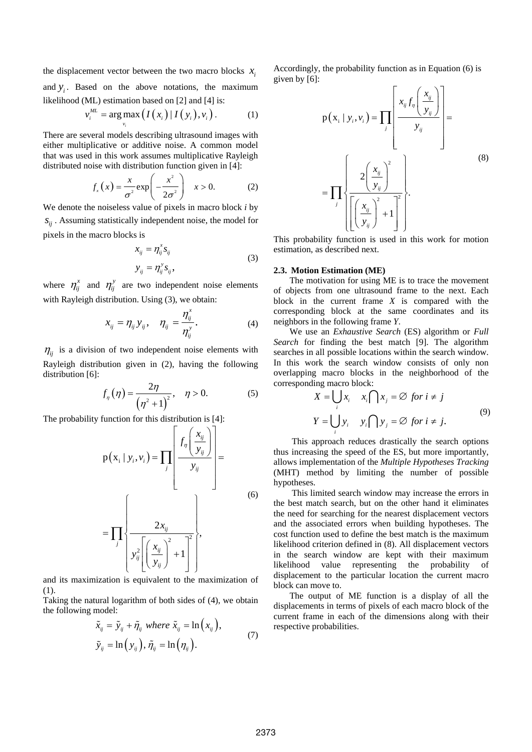the displacement vector between the two macro blocks $x_i$ and $y_i$. Based on the above notations, the maximum likelihood (ML) estimation based on [2] and [4] is:

$$v_i^{ML} = \arg\max_{v_i} \left( I\left(x_i\right) \mid I\left(y_i\right), v_i \right). \tag{1}$$

There are several models describing ultrasound images with either multiplicative or additive noise. A common model that was used in this work assumes multiplicative Rayleigh distributed noise with distribution function given in [4]:

$$f_x\left(x\right) = \frac{x}{\sigma^2}\exp\left(-\frac{x^2}{2\sigma^2}\right) \quad x > 0. \tag{2}$$

We denote the noiseless value of pixels in macro block *i* by $s_{ij}$. Assuming statistically independent noise, the model for pixels in the macro blocks is

$$\begin{aligned} x_{ij} &= \eta_{ij}^x s_{ij} \\ y_{ij} &= \eta_{ij}^y s_{ij}, \end{aligned} \tag{3}$$

where $\eta_{ij}^x$ and $\eta_{ij}^y$ are two independent noise elements with Rayleigh distribution. Using (3), we obtain:

$$x_{ij} = \eta_{ij} y_{ij}, \quad \eta_{ij} = \frac{\eta_{ij}^x}{\eta_{ij}^y}. \tag{4}$$

$\eta_{ij}$ is a division of two independent noise elements with Rayleigh distribution given in (2), having the following distribution [6]:

$$f_\eta\left(\eta\right) = \frac{2\eta}{\left(\eta^2+1\right)^2}, \quad \eta > 0. \tag{5}$$

The probability function for this distribution is [4]:

$$\begin{aligned} \mathrm{p}\left(\mathrm{x}_i \mid y_i, v_i\right) &= \prod_j \left[ \frac{f_\eta\left(\frac{x_{ij}}{y_{ij}}\right)}{y_{ij}} \right] = \\ &= \prod_j \left\{ \frac{2x_{ij}}{y_{ij}^2 \left[\left(\frac{x_{ij}}{y_{ij}}\right)^2 + 1\right]^2} \right\}, \end{aligned} \tag{6}$$

and its maximization is equivalent to the maximization of (1).

Taking the natural logarithm of both sides of (4), we obtain the following model:

$$\begin{aligned} &\tilde{x}_{ij} = \tilde{y}_{ij} + \tilde{\eta}_{ij} \ \text{where } \tilde{x}_{ij} = \ln\left(x_{ij}\right), \\ &\tilde{y}_{ij} = \ln\left(y_{ij}\right), \tilde{\eta}_{ij} = \ln\left(\eta_{ij}\right). \end{aligned} \tag{7}$$

Accordingly, the probability function as in Equation (6) is given by [6]:

$$\begin{aligned} \mathrm{p}\left(\mathrm{x}_i \mid y_i, v_i\right) &= \prod_j \left[ \frac{x_{ij} f_\eta\left(\frac{x_{ij}}{y_{ij}}\right)}{y_{ij}} \right] = \\ &= \prod_j \left\{ \frac{2\left(\frac{x_{ij}}{y_{ij}}\right)^2}{\left[\left(\frac{x_{ij}}{y_{ij}}\right)^2 + 1\right]^2} \right\}. \end{aligned} \tag{8}$$

This probability function is used in this work for motion estimation, as described next.

### 2.3. Motion Estimation (ME)

The motivation for using ME is to trace the movement of objects from one ultrasound frame to the next. Each block in the current frame *X* is compared with the corresponding block at the same coordinates and its neighbors in the following frame *Y*.

We use an *Exhaustive Search* (ES) algorithm or *Full Search* for finding the best match [9]. The algorithm searches in all possible locations within the search window. In this work the search window consists of only non overlapping macro blocks in the neighborhood of the corresponding macro block:

$$\begin{aligned} X &= \bigcup_i x_i \quad x_i \bigcap x_j = \varnothing \ \ for\ i \neq j \\ Y &= \bigcup_i y_i \quad y_i \bigcap y_j = \varnothing \ \ for\ i \neq j. \end{aligned} \tag{9}$$

This approach reduces drastically the search options thus increasing the speed of the ES, but more importantly, allows implementation of the *Multiple Hypotheses Tracking* (MHT) method by limiting the number of possible hypotheses.

This limited search window may increase the errors in the best match search, but on the other hand it eliminates the need for searching for the nearest displacement vectors and the associated errors when building hypotheses. The cost function used to define the best match is the maximum likelihood criterion defined in (8). All displacement vectors in the search window are kept with their maximum likelihood value representing the probability of displacement to the particular location the current macro block can move to.

The output of ME function is a display of all the displacements in terms of pixels of each macro block of the current frame in each of the dimensions along with their respective probabilities.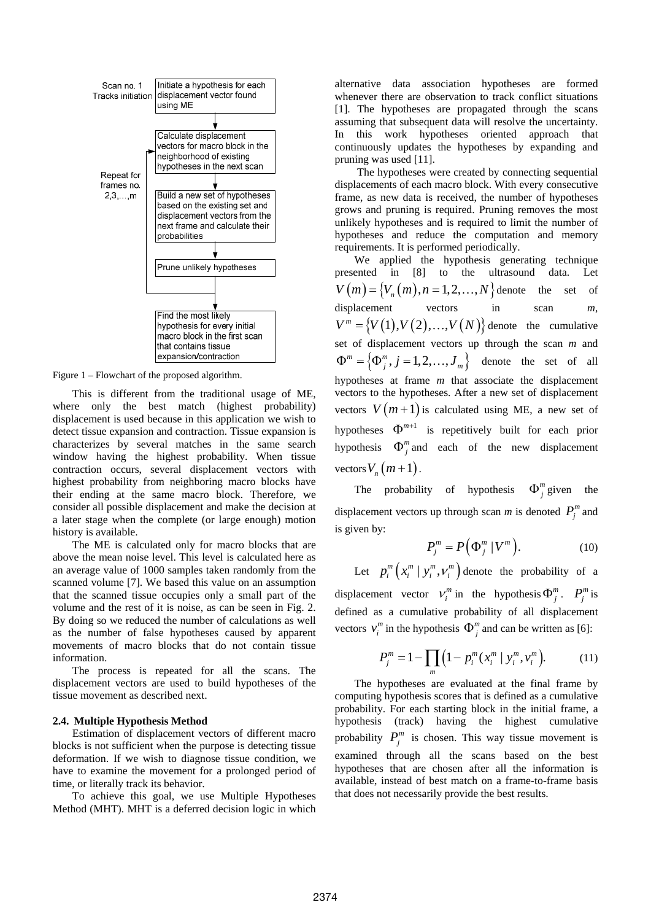Scan no. 1
Tracks initiation

Initiate a hypothesis for each displacement vector found using ME

Calculate displacement vectors for macro block in the neighborhood of existing hypotheses in the next scan

Repeat for frames no. 2,3,…,m

Build a new set of hypotheses based on the existing set and displacement vectors from the next frame and calculate their probabilities

Prune unlikely hypotheses

Find the most likely hypothesis for every initial macro block in the first scan that contains tissue expansion/contraction

Figure 1 – Flowchart of the proposed algorithm.

This is different from the traditional usage of ME, where only the best match (highest probability) displacement is used because in this application we wish to detect tissue expansion and contraction. Tissue expansion is characterizes by several matches in the same search window having the highest probability. When tissue contraction occurs, several displacement vectors with highest probability from neighboring macro blocks have their ending at the same macro block. Therefore, we consider all possible displacement and make the decision at a later stage when the complete (or large enough) motion history is available.

The ME is calculated only for macro blocks that are above the mean noise level. This level is calculated here as an average value of 1000 samples taken randomly from the scanned volume [7]. We based this value on an assumption that the scanned tissue occupies only a small part of the volume and the rest of it is noise, as can be seen in Fig. 2. By doing so we reduced the number of calculations as well as the number of false hypotheses caused by apparent movements of macro blocks that do not contain tissue information.

The process is repeated for all the scans. The displacement vectors are used to build hypotheses of the tissue movement as described next.

### 2.4. Multiple Hypothesis Method

Estimation of displacement vectors of different macro blocks is not sufficient when the purpose is detecting tissue deformation. If we wish to diagnose tissue condition, we have to examine the movement for a prolonged period of time, or literally track its behavior.

To achieve this goal, we use Multiple Hypotheses Method (MHT). MHT is a deferred decision logic in which alternative data association hypotheses are formed whenever there are observation to track conflict situations [1]. The hypotheses are propagated through the scans assuming that subsequent data will resolve the uncertainty. In this work hypotheses oriented approach that continuously updates the hypotheses by expanding and pruning was used [11].

The hypotheses were created by connecting sequential displacements of each macro block. With every consecutive frame, as new data is received, the number of hypotheses grows and pruning is required. Pruning removes the most unlikely hypotheses and is required to limit the number of hypotheses and reduce the computation and memory requirements. It is performed periodically.

We applied the hypothesis generating technique presented in [8] to the ultrasound data. Let $V(m) = \{V_n(m), n = 1,2,\ldots,N\}$ denote the set of displacement vectors in scan *m*, $V^m = \{V(1), V(2), \ldots, V(N)\}$ denote the cumulative set of displacement vectors up through the scan *m* and $\Phi^m = \{\Phi_j^m, j = 1,2,\ldots,J_m\}$ denote the set of all hypotheses at frame *m* that associate the displacement vectors to the hypotheses. After a new set of displacement vectors $V(m+1)$ is calculated using ME, a new set of hypotheses $\Phi^{m+1}$ is repetitively built for each prior hypothesis $\Phi_j^m$ and each of the new displacement vectors $V_n(m+1)$.

The probability of hypothesis $\Phi_j^m$ given the displacement vectors up through scan *m* is denoted $P_j^m$ and is given by:

$$P_j^m = P\left(\Phi_j^m \mid V^m\right). \tag{10}$$

Let $p_i^m\left(x_i^m \mid y_i^m, \nu_i^m\right)$ denote the probability of a displacement vector $\nu_i^m$ in the hypothesis $\Phi_j^m$. $P_j^m$ is defined as a cumulative probability of all displacement vectors $\nu_i^m$ in the hypothesis $\Phi_j^m$ and can be written as [6]:

$$P_j^m = 1 - \prod_m \left(1 - p_i^m(x_i^m \mid y_i^m, \nu_i^m)\right). \tag{11}$$

The hypotheses are evaluated at the final frame by computing hypothesis scores that is defined as a cumulative probability. For each starting block in the initial frame, a hypothesis (track) having the highest cumulative probability $P_j^m$ is chosen. This way tissue movement is examined through all the scans based on the best hypotheses that are chosen after all the information is available, instead of best match on a frame-to-frame basis that does not necessarily provide the best results.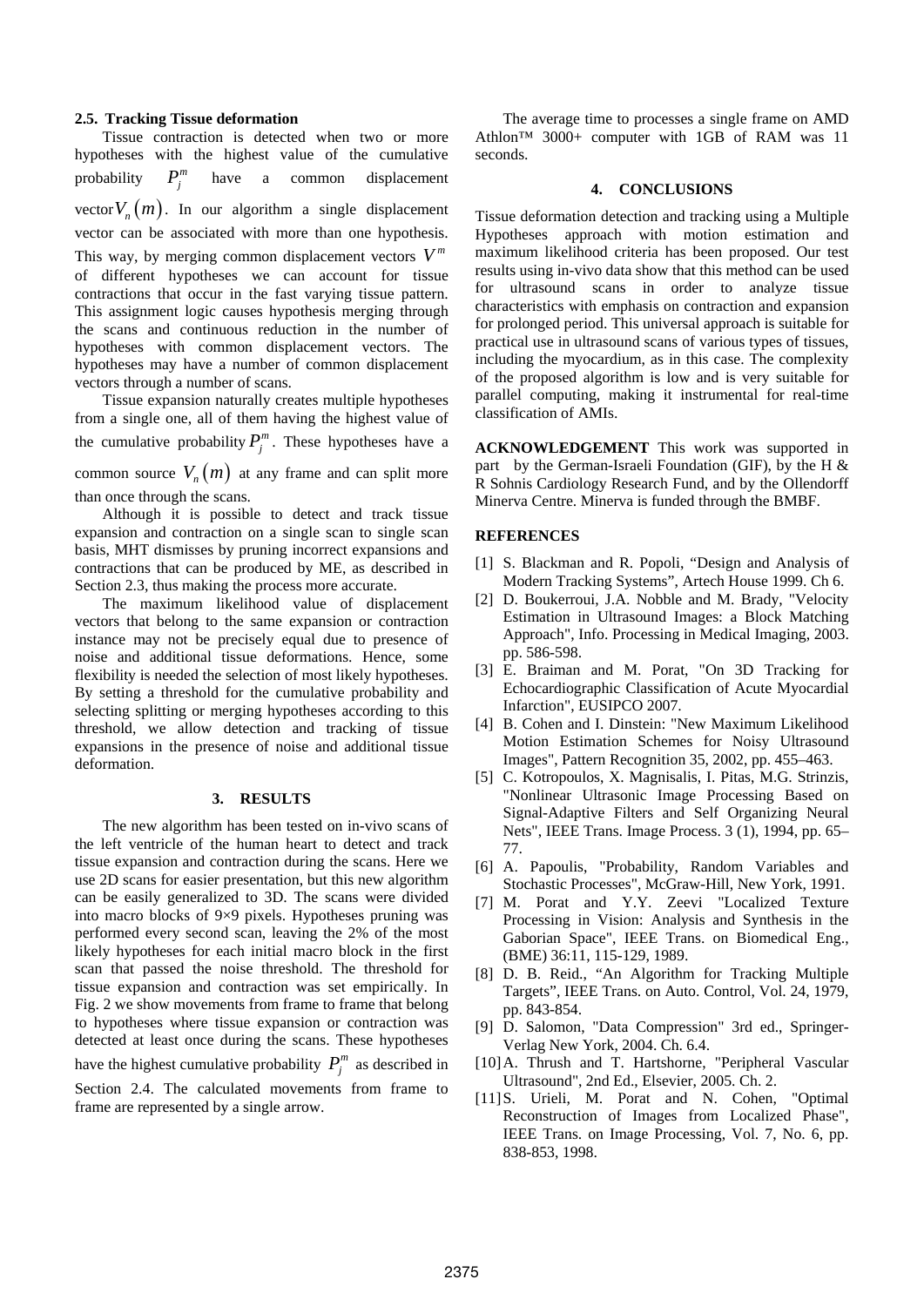### 2.5. Tracking Tissue deformation

Tissue contraction is detected when two or more hypotheses with the highest value of the cumulative probability $P_j^m$ have a common displacement vector $V_n(m)$. In our algorithm a single displacement vector can be associated with more than one hypothesis. This way, by merging common displacement vectors $V^m$ of different hypotheses we can account for tissue contractions that occur in the fast varying tissue pattern. This assignment logic causes hypothesis merging through the scans and continuous reduction in the number of hypotheses with common displacement vectors. The hypotheses may have a number of common displacement vectors through a number of scans.

Tissue expansion naturally creates multiple hypotheses from a single one, all of them having the highest value of the cumulative probability $P_j^m$. These hypotheses have a common source $V_n(m)$ at any frame and can split more than once through the scans.

Although it is possible to detect and track tissue expansion and contraction on a single scan to single scan basis, MHT dismisses by pruning incorrect expansions and contractions that can be produced by ME, as described in Section 2.3, thus making the process more accurate.

The maximum likelihood value of displacement vectors that belong to the same expansion or contraction instance may not be precisely equal due to presence of noise and additional tissue deformations. Hence, some flexibility is needed the selection of most likely hypotheses. By setting a threshold for the cumulative probability and selecting splitting or merging hypotheses according to this threshold, we allow detection and tracking of tissue expansions in the presence of noise and additional tissue deformation.

## 3. RESULTS

The new algorithm has been tested on in-vivo scans of the left ventricle of the human heart to detect and track tissue expansion and contraction during the scans. Here we use 2D scans for easier presentation, but this new algorithm can be easily generalized to 3D. The scans were divided into macro blocks of 9×9 pixels. Hypotheses pruning was performed every second scan, leaving the 2% of the most likely hypotheses for each initial macro block in the first scan that passed the noise threshold. The threshold for tissue expansion and contraction was set empirically. In Fig. 2 we show movements from frame to frame that belong to hypotheses where tissue expansion or contraction was detected at least once during the scans. These hypotheses have the highest cumulative probability $P_j^m$ as described in Section 2.4. The calculated movements from frame to frame are represented by a single arrow.

The average time to processes a single frame on AMD Athlon™ 3000+ computer with 1GB of RAM was 11 seconds.

## 4. CONCLUSIONS

Tissue deformation detection and tracking using a Multiple Hypotheses approach with motion estimation and maximum likelihood criteria has been proposed. Our test results using in-vivo data show that this method can be used for ultrasound scans in order to analyze tissue characteristics with emphasis on contraction and expansion for prolonged period. This universal approach is suitable for practical use in ultrasound scans of various types of tissues, including the myocardium, as in this case. The complexity of the proposed algorithm is low and is very suitable for parallel computing, making it instrumental for real-time classification of AMIs.

**ACKNOWLEDGEMENT** This work was supported in part by the German-Israeli Foundation (GIF), by the H & R Sohnis Cardiology Research Fund, and by the Ollendorff Minerva Centre. Minerva is funded through the BMBF.

## REFERENCES

[1] S. Blackman and R. Popoli, "Design and Analysis of Modern Tracking Systems", Artech House 1999. Ch 6.

[2] D. Boukerroui, J.A. Nobble and M. Brady, "Velocity Estimation in Ultrasound Images: a Block Matching Approach", Info. Processing in Medical Imaging, 2003. pp. 586-598.

[3] E. Braiman and M. Porat, "On 3D Tracking for Echocardiographic Classification of Acute Myocardial Infarction", EUSIPCO 2007.

[4] B. Cohen and I. Dinstein: "New Maximum Likelihood Motion Estimation Schemes for Noisy Ultrasound Images", Pattern Recognition 35, 2002, pp. 455–463.

[5] C. Kotropoulos, X. Magnisalis, I. Pitas, M.G. Strinzis, "Nonlinear Ultrasonic Image Processing Based on Signal-Adaptive Filters and Self Organizing Neural Nets", IEEE Trans. Image Process. 3 (1), 1994, pp. 65–77.

[6] A. Papoulis, "Probability, Random Variables and Stochastic Processes", McGraw-Hill, New York, 1991.

[7] M. Porat and Y.Y. Zeevi "Localized Texture Processing in Vision: Analysis and Synthesis in the Gaborian Space", IEEE Trans. on Biomedical Eng., (BME) 36:11, 115-129, 1989.

[8] D. B. Reid., "An Algorithm for Tracking Multiple Targets", IEEE Trans. on Auto. Control, Vol. 24, 1979, pp. 843-854.

[9] D. Salomon, "Data Compression" 3rd ed., Springer-Verlag New York, 2004. Ch. 6.4.

[10] A. Thrush and T. Hartshorne, "Peripheral Vascular Ultrasound", 2nd Ed., Elsevier, 2005. Ch. 2.

[11] S. Urieli, M. Porat and N. Cohen, "Optimal Reconstruction of Images from Localized Phase", IEEE Trans. on Image Processing, Vol. 7, No. 6, pp. 838-853, 1998.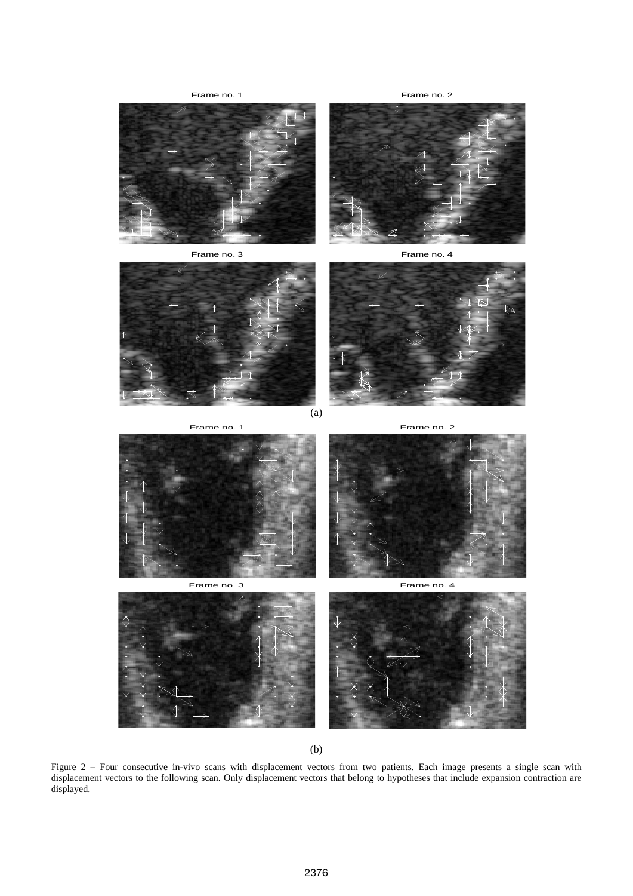Frame no. 1

Frame no. 2

Frame no. 3

Frame no. 4

(a)

Frame no. 1

Frame no. 2

Frame no. 3

Frame no. 4

(b)

Figure 2 – Four consecutive in-vivo scans with displacement vectors from two patients. Each image presents a single scan with displacement vectors to the following scan. Only displacement vectors that belong to hypotheses that include expansion contraction are displayed.